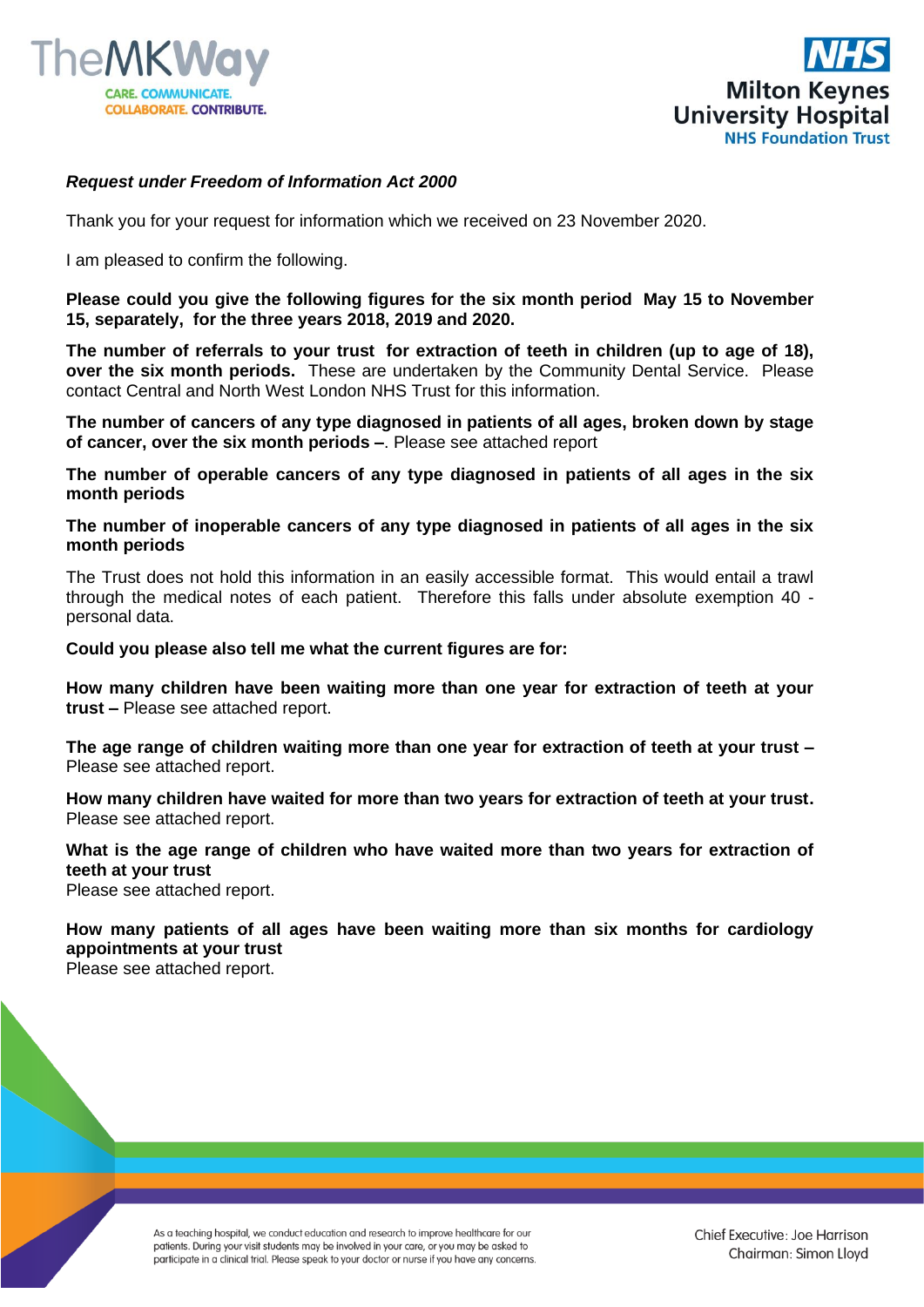***Request under Freedom of Information Act 2000***

Thank you for your request for information which we received on 23 November 2020.

I am pleased to confirm the following.

**Please could you give the following figures for the six month period May 15 to November 15, separately, for the three years 2018, 2019 and 2020.**

**The number of referrals to your trust for extraction of teeth in children (up to age of 18), over the six month periods.** These are undertaken by the Community Dental Service. Please contact Central and North West London NHS Trust for this information.

**The number of cancers of any type diagnosed in patients of all ages, broken down by stage of cancer, over the six month periods –**. Please see attached report

**The number of operable cancers of any type diagnosed in patients of all ages in the six month periods**

**The number of inoperable cancers of any type diagnosed in patients of all ages in the six month periods**

The Trust does not hold this information in an easily accessible format. This would entail a trawl through the medical notes of each patient. Therefore this falls under absolute exemption 40 - personal data.

**Could you please also tell me what the current figures are for:**

**How many children have been waiting more than one year for extraction of teeth at your trust –** Please see attached report.

**The age range of children waiting more than one year for extraction of teeth at your trust –** Please see attached report.

**How many children have waited for more than two years for extraction of teeth at your trust.** Please see attached report.

**What is the age range of children who have waited more than two years for extraction of teeth at your trust**
Please see attached report.

**How many patients of all ages have been waiting more than six months for cardiology appointments at your trust**
Please see attached report.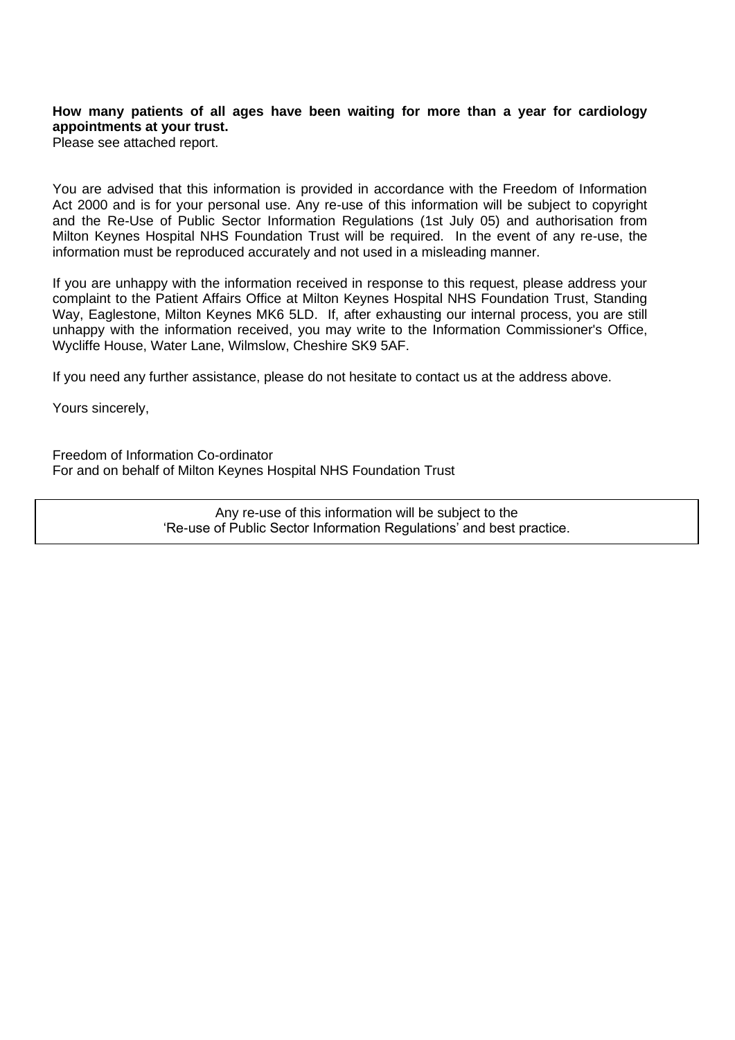**How many patients of all ages have been waiting for more than a year for cardiology appointments at your trust.**
Please see attached report.

You are advised that this information is provided in accordance with the Freedom of Information Act 2000 and is for your personal use. Any re-use of this information will be subject to copyright and the Re-Use of Public Sector Information Regulations (1st July 05) and authorisation from Milton Keynes Hospital NHS Foundation Trust will be required. In the event of any re-use, the information must be reproduced accurately and not used in a misleading manner.

If you are unhappy with the information received in response to this request, please address your complaint to the Patient Affairs Office at Milton Keynes Hospital NHS Foundation Trust, Standing Way, Eaglestone, Milton Keynes MK6 5LD. If, after exhausting our internal process, you are still unhappy with the information received, you may write to the Information Commissioner's Office, Wycliffe House, Water Lane, Wilmslow, Cheshire SK9 5AF.

If you need any further assistance, please do not hesitate to contact us at the address above.

Yours sincerely,

Freedom of Information Co-ordinator
For and on behalf of Milton Keynes Hospital NHS Foundation Trust

Any re-use of this information will be subject to the
'Re-use of Public Sector Information Regulations' and best practice.